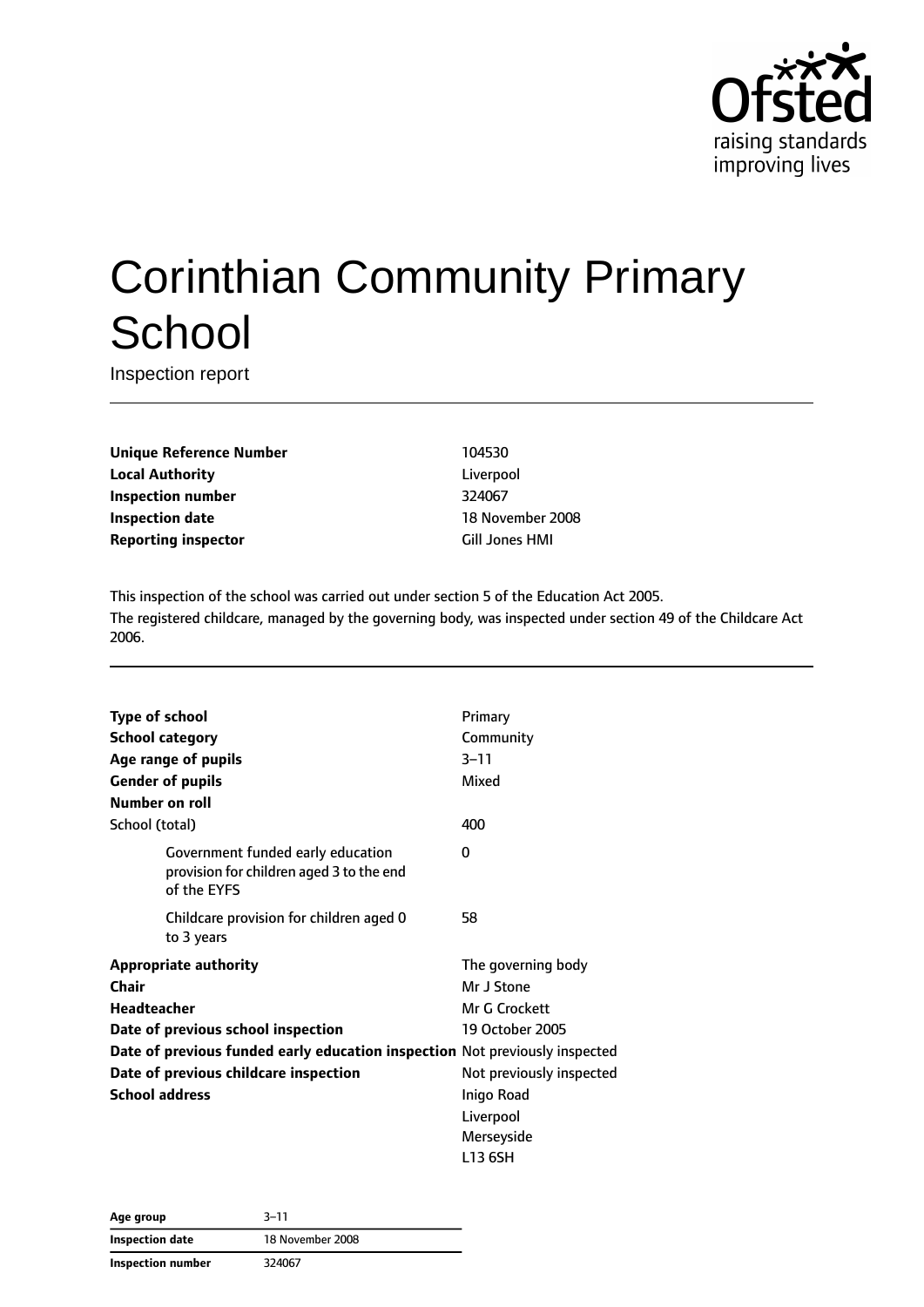# Corinthian Community Primary School

Inspection report

| | |
|---|---|
| **Unique Reference Number** | 104530 |
| **Local Authority** | Liverpool |
| **Inspection number** | 324067 |
| **Inspection date** | 18 November 2008 |
| **Reporting inspector** | Gill Jones HMI |

This inspection of the school was carried out under section 5 of the Education Act 2005.
The registered childcare, managed by the governing body, was inspected under section 49 of the Childcare Act 2006.

| | |
|---|---|
| **Type of school** | Primary |
| **School category** | Community |
| **Age range of pupils** | 3–11 |
| **Gender of pupils** | Mixed |
| **Number on roll** | |
| School (total) | 400 |
| Government funded early education provision for children aged 3 to the end of the EYFS | 0 |
| Childcare provision for children aged 0 to 3 years | 58 |
| **Appropriate authority** | The governing body |
| **Chair** | Mr J Stone |
| **Headteacher** | Mr G Crockett |
| **Date of previous school inspection** | 19 October 2005 |
| **Date of previous funded early education inspection** | Not previously inspected |
| **Date of previous childcare inspection** | Not previously inspected |
| **School address** | Inigo Road<br>Liverpool<br>Merseyside<br>L13 6SH |

| | |
|---|---|
| **Age group** | 3–11 |
| **Inspection date** | 18 November 2008 |
| **Inspection number** | 324067 |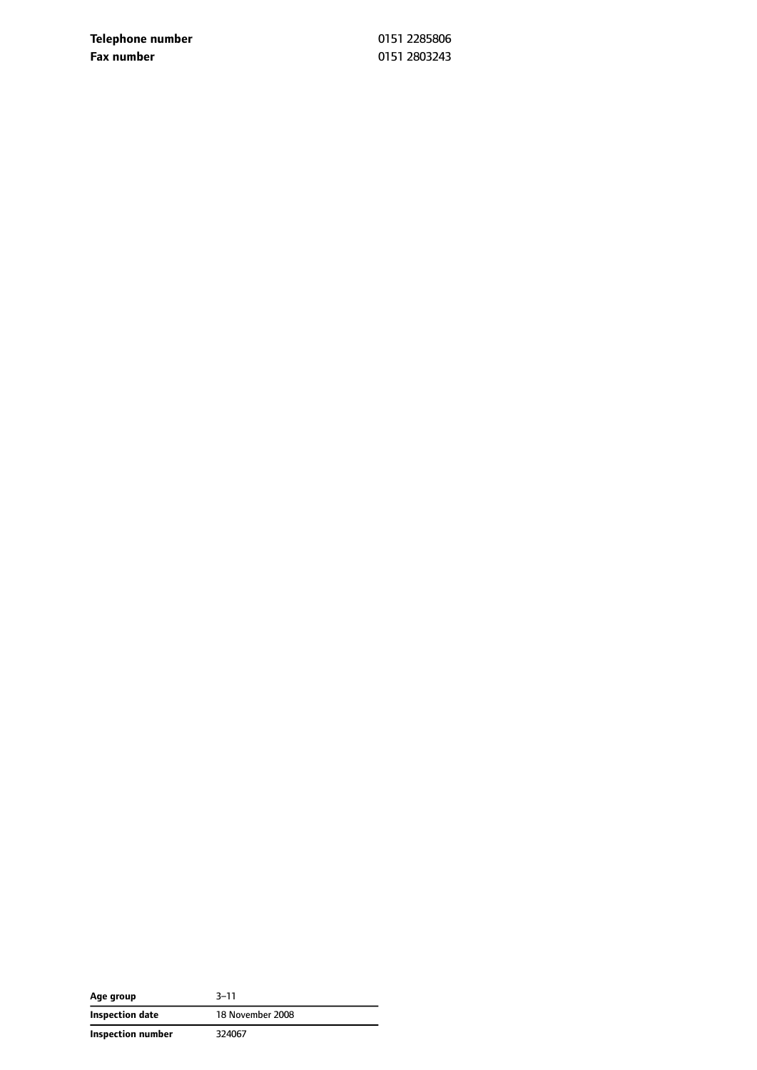| | |
|---|---|
| **Telephone number** | 0151 2285806 |
| **Fax number** | 0151 2803243 |

| | |
|---|---|
| **Age group** | 3–11 |
| **Inspection date** | 18 November 2008 |
| **Inspection number** | 324067 |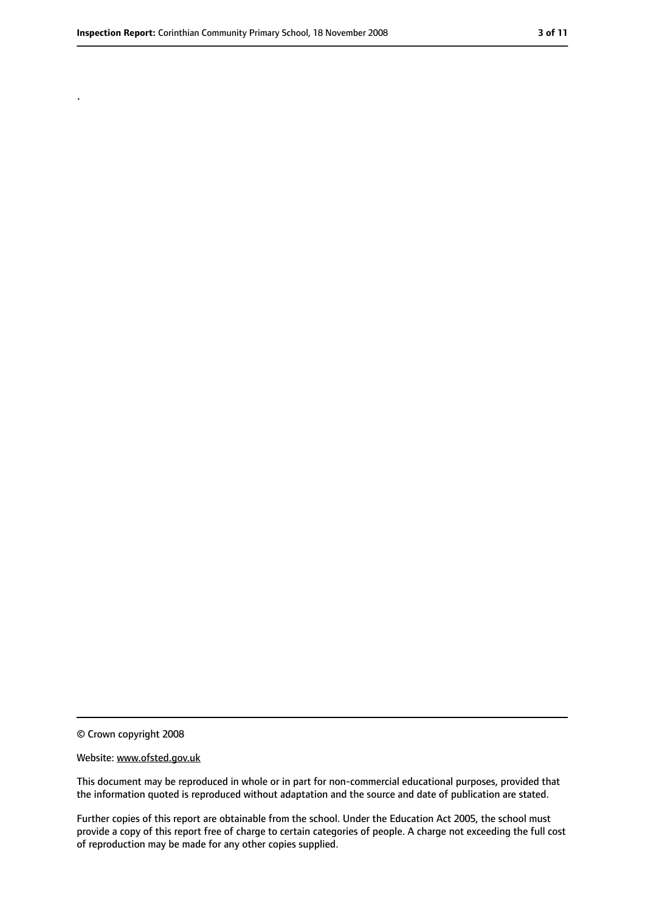.

© Crown copyright 2008

Website: www.ofsted.gov.uk

This document may be reproduced in whole or in part for non-commercial educational purposes, provided that the information quoted is reproduced without adaptation and the source and date of publication are stated.

Further copies of this report are obtainable from the school. Under the Education Act 2005, the school must provide a copy of this report free of charge to certain categories of people. A charge not exceeding the full cost of reproduction may be made for any other copies supplied.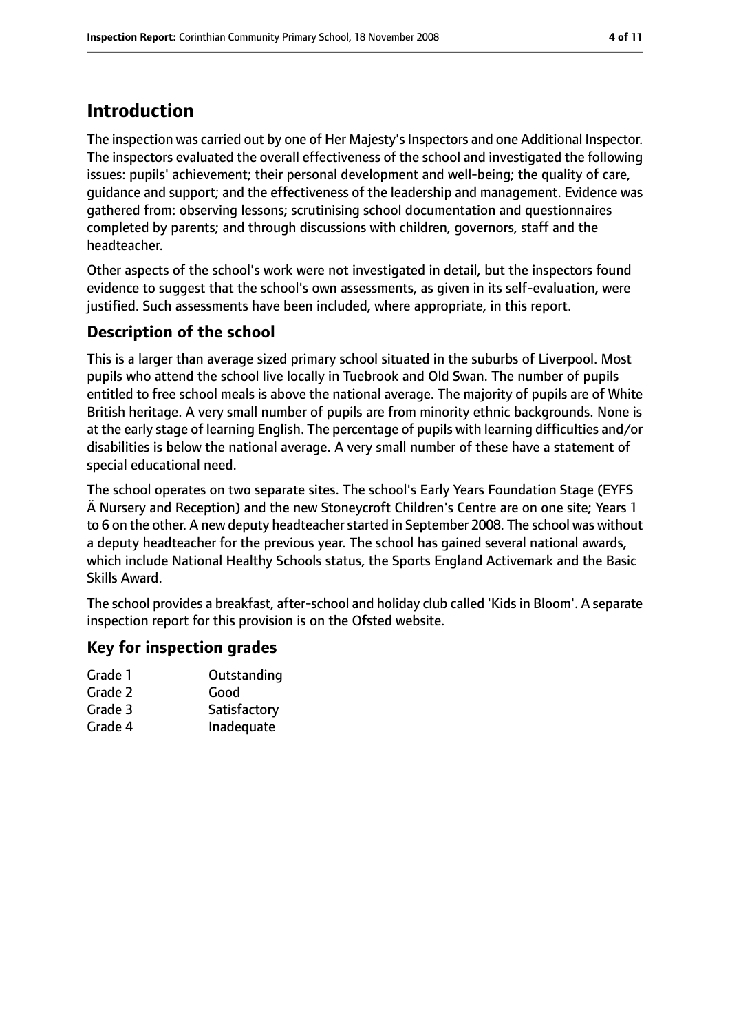## Introduction

The inspection was carried out by one of Her Majesty's Inspectors and one Additional Inspector. The inspectors evaluated the overall effectiveness of the school and investigated the following issues: pupils' achievement; their personal development and well-being; the quality of care, guidance and support; and the effectiveness of the leadership and management. Evidence was gathered from: observing lessons; scrutinising school documentation and questionnaires completed by parents; and through discussions with children, governors, staff and the headteacher.

Other aspects of the school's work were not investigated in detail, but the inspectors found evidence to suggest that the school's own assessments, as given in its self-evaluation, were justified. Such assessments have been included, where appropriate, in this report.

### Description of the school

This is a larger than average sized primary school situated in the suburbs of Liverpool. Most pupils who attend the school live locally in Tuebrook and Old Swan. The number of pupils entitled to free school meals is above the national average. The majority of pupils are of White British heritage. A very small number of pupils are from minority ethnic backgrounds. None is at the early stage of learning English. The percentage of pupils with learning difficulties and/or disabilities is below the national average. A very small number of these have a statement of special educational need.

The school operates on two separate sites. The school's Early Years Foundation Stage (EYFS Ä Nursery and Reception) and the new Stoneycroft Children's Centre are on one site; Years 1 to 6 on the other. A new deputy headteacher started in September 2008. The school was without a deputy headteacher for the previous year. The school has gained several national awards, which include National Healthy Schools status, the Sports England Activemark and the Basic Skills Award.

The school provides a breakfast, after-school and holiday club called 'Kids in Bloom'. A separate inspection report for this provision is on the Ofsted website.

### Key for inspection grades

| | |
|---|---|
| Grade 1 | Outstanding |
| Grade 2 | Good |
| Grade 3 | Satisfactory |
| Grade 4 | Inadequate |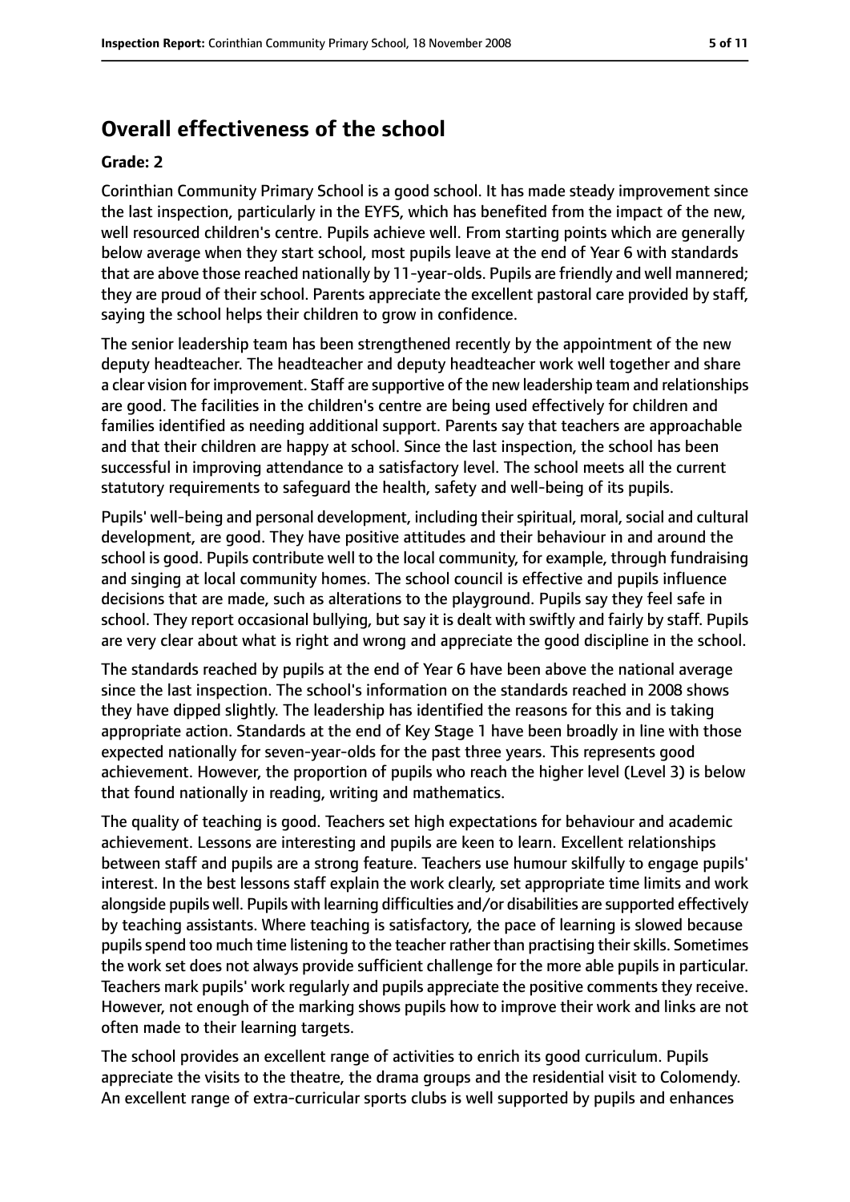# Overall effectiveness of the school

**Grade: 2**

Corinthian Community Primary School is a good school. It has made steady improvement since the last inspection, particularly in the EYFS, which has benefited from the impact of the new, well resourced children's centre. Pupils achieve well. From starting points which are generally below average when they start school, most pupils leave at the end of Year 6 with standards that are above those reached nationally by 11-year-olds. Pupils are friendly and well mannered; they are proud of their school. Parents appreciate the excellent pastoral care provided by staff, saying the school helps their children to grow in confidence.

The senior leadership team has been strengthened recently by the appointment of the new deputy headteacher. The headteacher and deputy headteacher work well together and share a clear vision for improvement. Staff are supportive of the new leadership team and relationships are good. The facilities in the children's centre are being used effectively for children and families identified as needing additional support. Parents say that teachers are approachable and that their children are happy at school. Since the last inspection, the school has been successful in improving attendance to a satisfactory level. The school meets all the current statutory requirements to safeguard the health, safety and well-being of its pupils.

Pupils' well-being and personal development, including their spiritual, moral, social and cultural development, are good. They have positive attitudes and their behaviour in and around the school is good. Pupils contribute well to the local community, for example, through fundraising and singing at local community homes. The school council is effective and pupils influence decisions that are made, such as alterations to the playground. Pupils say they feel safe in school. They report occasional bullying, but say it is dealt with swiftly and fairly by staff. Pupils are very clear about what is right and wrong and appreciate the good discipline in the school.

The standards reached by pupils at the end of Year 6 have been above the national average since the last inspection. The school's information on the standards reached in 2008 shows they have dipped slightly. The leadership has identified the reasons for this and is taking appropriate action. Standards at the end of Key Stage 1 have been broadly in line with those expected nationally for seven-year-olds for the past three years. This represents good achievement. However, the proportion of pupils who reach the higher level (Level 3) is below that found nationally in reading, writing and mathematics.

The quality of teaching is good. Teachers set high expectations for behaviour and academic achievement. Lessons are interesting and pupils are keen to learn. Excellent relationships between staff and pupils are a strong feature. Teachers use humour skilfully to engage pupils' interest. In the best lessons staff explain the work clearly, set appropriate time limits and work alongside pupils well. Pupils with learning difficulties and/or disabilities are supported effectively by teaching assistants. Where teaching is satisfactory, the pace of learning is slowed because pupils spend too much time listening to the teacher rather than practising their skills. Sometimes the work set does not always provide sufficient challenge for the more able pupils in particular. Teachers mark pupils' work regularly and pupils appreciate the positive comments they receive. However, not enough of the marking shows pupils how to improve their work and links are not often made to their learning targets.

The school provides an excellent range of activities to enrich its good curriculum. Pupils appreciate the visits to the theatre, the drama groups and the residential visit to Colomendy. An excellent range of extra-curricular sports clubs is well supported by pupils and enhances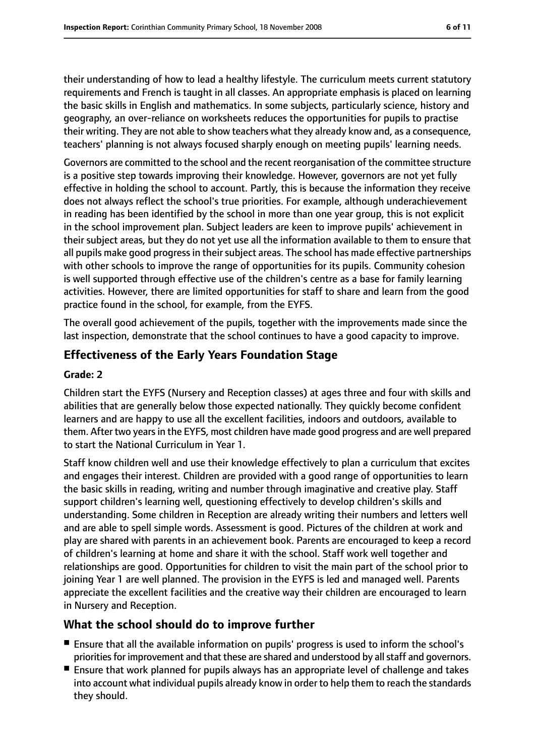their understanding of how to lead a healthy lifestyle. The curriculum meets current statutory requirements and French is taught in all classes. An appropriate emphasis is placed on learning the basic skills in English and mathematics. In some subjects, particularly science, history and geography, an over-reliance on worksheets reduces the opportunities for pupils to practise their writing. They are not able to show teachers what they already know and, as a consequence, teachers' planning is not always focused sharply enough on meeting pupils' learning needs.

Governors are committed to the school and the recent reorganisation of the committee structure is a positive step towards improving their knowledge. However, governors are not yet fully effective in holding the school to account. Partly, this is because the information they receive does not always reflect the school's true priorities. For example, although underachievement in reading has been identified by the school in more than one year group, this is not explicit in the school improvement plan. Subject leaders are keen to improve pupils' achievement in their subject areas, but they do not yet use all the information available to them to ensure that all pupils make good progress in their subject areas. The school has made effective partnerships with other schools to improve the range of opportunities for its pupils. Community cohesion is well supported through effective use of the children's centre as a base for family learning activities. However, there are limited opportunities for staff to share and learn from the good practice found in the school, for example, from the EYFS.

The overall good achievement of the pupils, together with the improvements made since the last inspection, demonstrate that the school continues to have a good capacity to improve.

## Effectiveness of the Early Years Foundation Stage

**Grade: 2**

Children start the EYFS (Nursery and Reception classes) at ages three and four with skills and abilities that are generally below those expected nationally. They quickly become confident learners and are happy to use all the excellent facilities, indoors and outdoors, available to them. After two years in the EYFS, most children have made good progress and are well prepared to start the National Curriculum in Year 1.

Staff know children well and use their knowledge effectively to plan a curriculum that excites and engages their interest. Children are provided with a good range of opportunities to learn the basic skills in reading, writing and number through imaginative and creative play. Staff support children's learning well, questioning effectively to develop children's skills and understanding. Some children in Reception are already writing their numbers and letters well and are able to spell simple words. Assessment is good. Pictures of the children at work and play are shared with parents in an achievement book. Parents are encouraged to keep a record of children's learning at home and share it with the school. Staff work well together and relationships are good. Opportunities for children to visit the main part of the school prior to joining Year 1 are well planned. The provision in the EYFS is led and managed well. Parents appreciate the excellent facilities and the creative way their children are encouraged to learn in Nursery and Reception.

## What the school should do to improve further

- Ensure that all the available information on pupils' progress is used to inform the school's priorities for improvement and that these are shared and understood by all staff and governors.
- Ensure that work planned for pupils always has an appropriate level of challenge and takes into account what individual pupils already know in order to help them to reach the standards they should.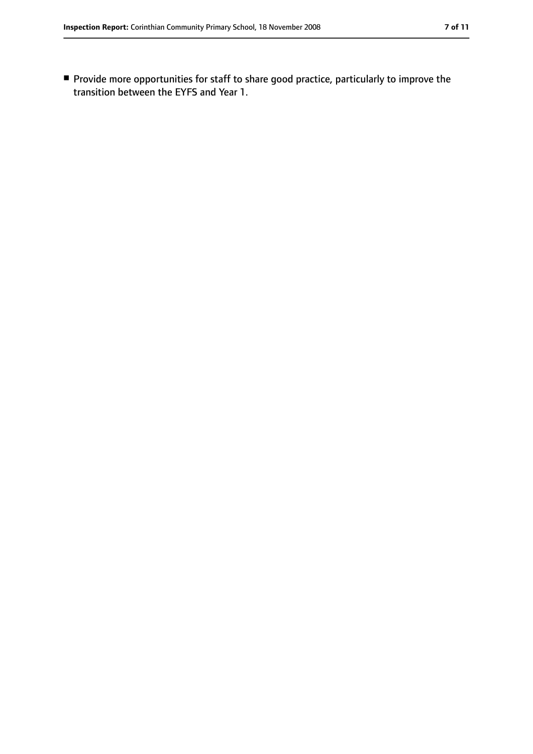- Provide more opportunities for staff to share good practice, particularly to improve the transition between the EYFS and Year 1.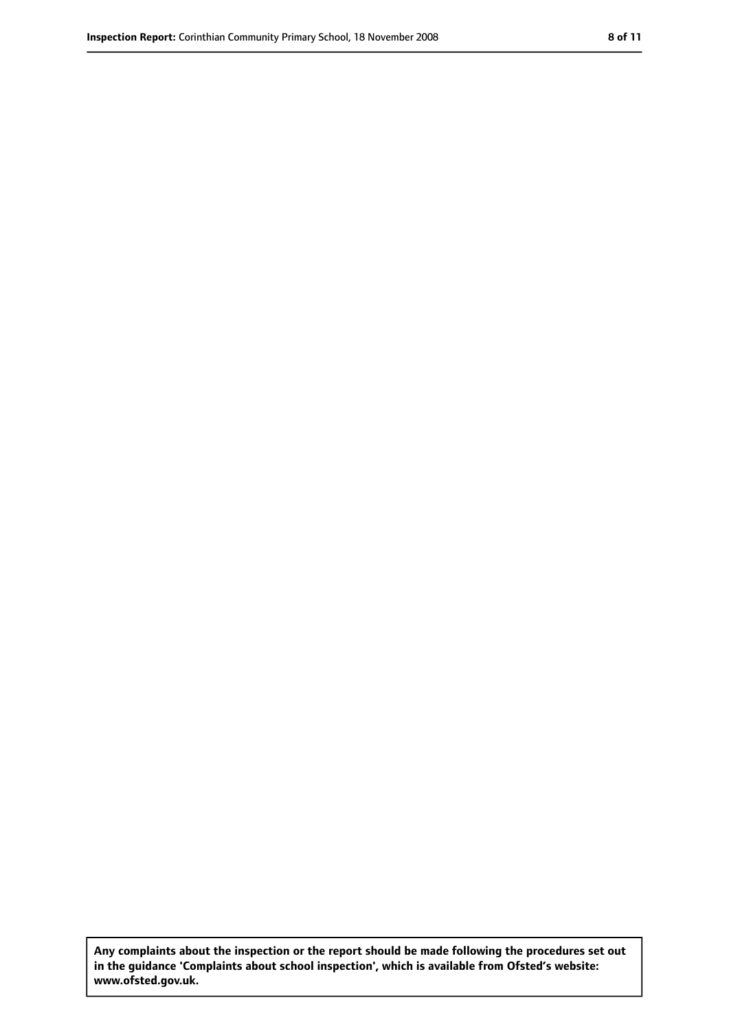**Any complaints about the inspection or the report should be made following the procedures set out in the guidance 'Complaints about school inspection', which is available from Ofsted's website: www.ofsted.gov.uk.**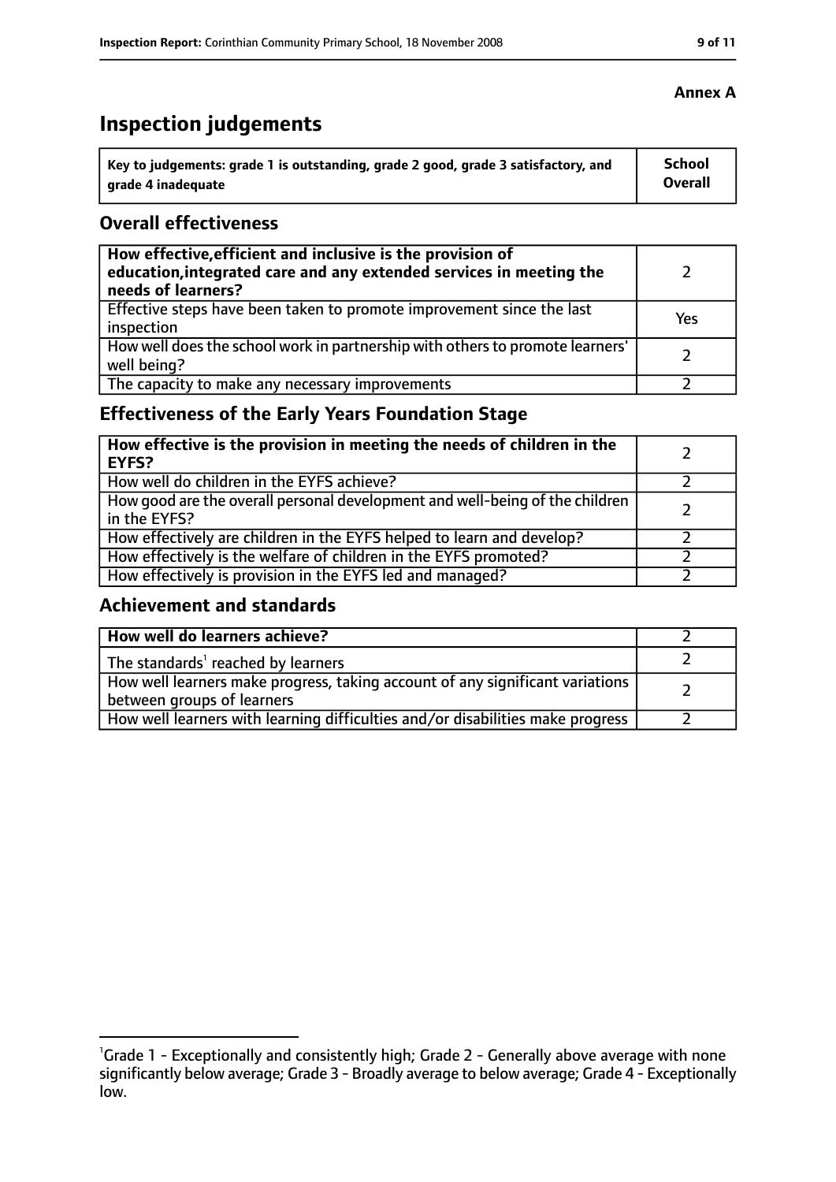**Annex A**

# Inspection judgements

| Key to judgements: grade 1 is outstanding, grade 2 good, grade 3 satisfactory, and grade 4 inadequate | School Overall |
|---|---|

## Overall effectiveness

| | |
|---|---|
| **How effective, efficient and inclusive is the provision of education, integrated care and any extended services in meeting the needs of learners?** | 2 |
| Effective steps have been taken to promote improvement since the last inspection | Yes |
| How well does the school work in partnership with others to promote learners' well being? | 2 |
| The capacity to make any necessary improvements | 2 |

## Effectiveness of the Early Years Foundation Stage

| | |
|---|---|
| **How effective is the provision in meeting the needs of children in the EYFS?** | 2 |
| How well do children in the EYFS achieve? | 2 |
| How good are the overall personal development and well-being of the children in the EYFS? | 2 |
| How effectively are children in the EYFS helped to learn and develop? | 2 |
| How effectively is the welfare of children in the EYFS promoted? | 2 |
| How effectively is provision in the EYFS led and managed? | 2 |

## Achievement and standards

| | |
|---|---|
| **How well do learners achieve?** | 2 |
| The standards[1] reached by learners | 2 |
| How well learners make progress, taking account of any significant variations between groups of learners | 2 |
| How well learners with learning difficulties and/or disabilities make progress | 2 |

[1] Grade 1 - Exceptionally and consistently high; Grade 2 - Generally above average with none significantly below average; Grade 3 - Broadly average to below average; Grade 4 - Exceptionally low.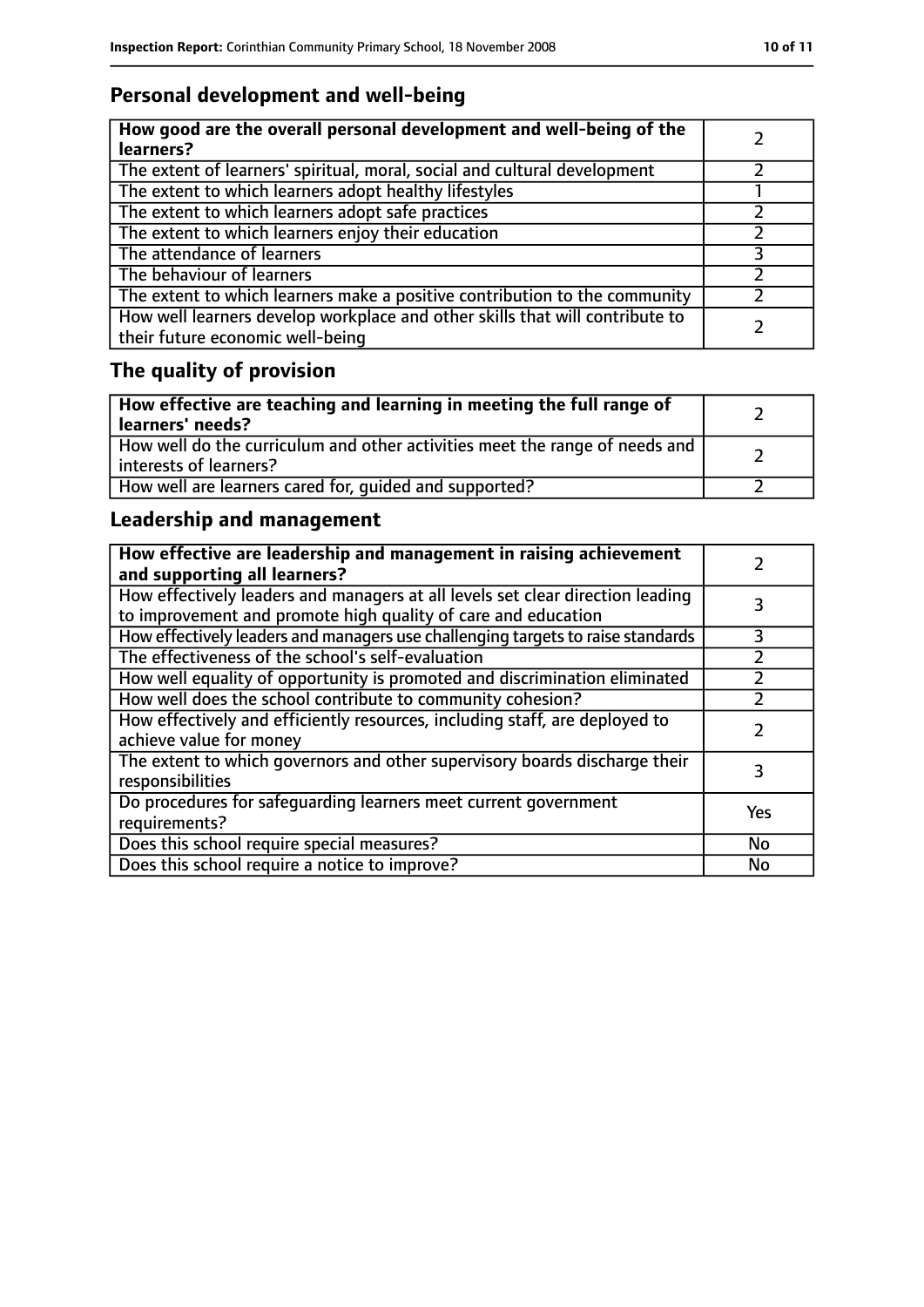## Personal development and well-being

| How good are the overall personal development and well-being of the learners? | 2 |
|---|---|
| The extent of learners' spiritual, moral, social and cultural development | 2 |
| The extent to which learners adopt healthy lifestyles | 1 |
| The extent to which learners adopt safe practices | 2 |
| The extent to which learners enjoy their education | 2 |
| The attendance of learners | 3 |
| The behaviour of learners | 2 |
| The extent to which learners make a positive contribution to the community | 2 |
| How well learners develop workplace and other skills that will contribute to their future economic well-being | 2 |

## The quality of provision

| How effective are teaching and learning in meeting the full range of learners' needs? | 2 |
|---|---|
| How well do the curriculum and other activities meet the range of needs and interests of learners? | 2 |
| How well are learners cared for, guided and supported? | 2 |

## Leadership and management

| How effective are leadership and management in raising achievement and supporting all learners? | 2 |
|---|---|
| How effectively leaders and managers at all levels set clear direction leading to improvement and promote high quality of care and education | 3 |
| How effectively leaders and managers use challenging targets to raise standards | 3 |
| The effectiveness of the school's self-evaluation | 2 |
| How well equality of opportunity is promoted and discrimination eliminated | 2 |
| How well does the school contribute to community cohesion? | 2 |
| How effectively and efficiently resources, including staff, are deployed to achieve value for money | 2 |
| The extent to which governors and other supervisory boards discharge their responsibilities | 3 |
| Do procedures for safeguarding learners meet current government requirements? | Yes |
| Does this school require special measures? | No |
| Does this school require a notice to improve? | No |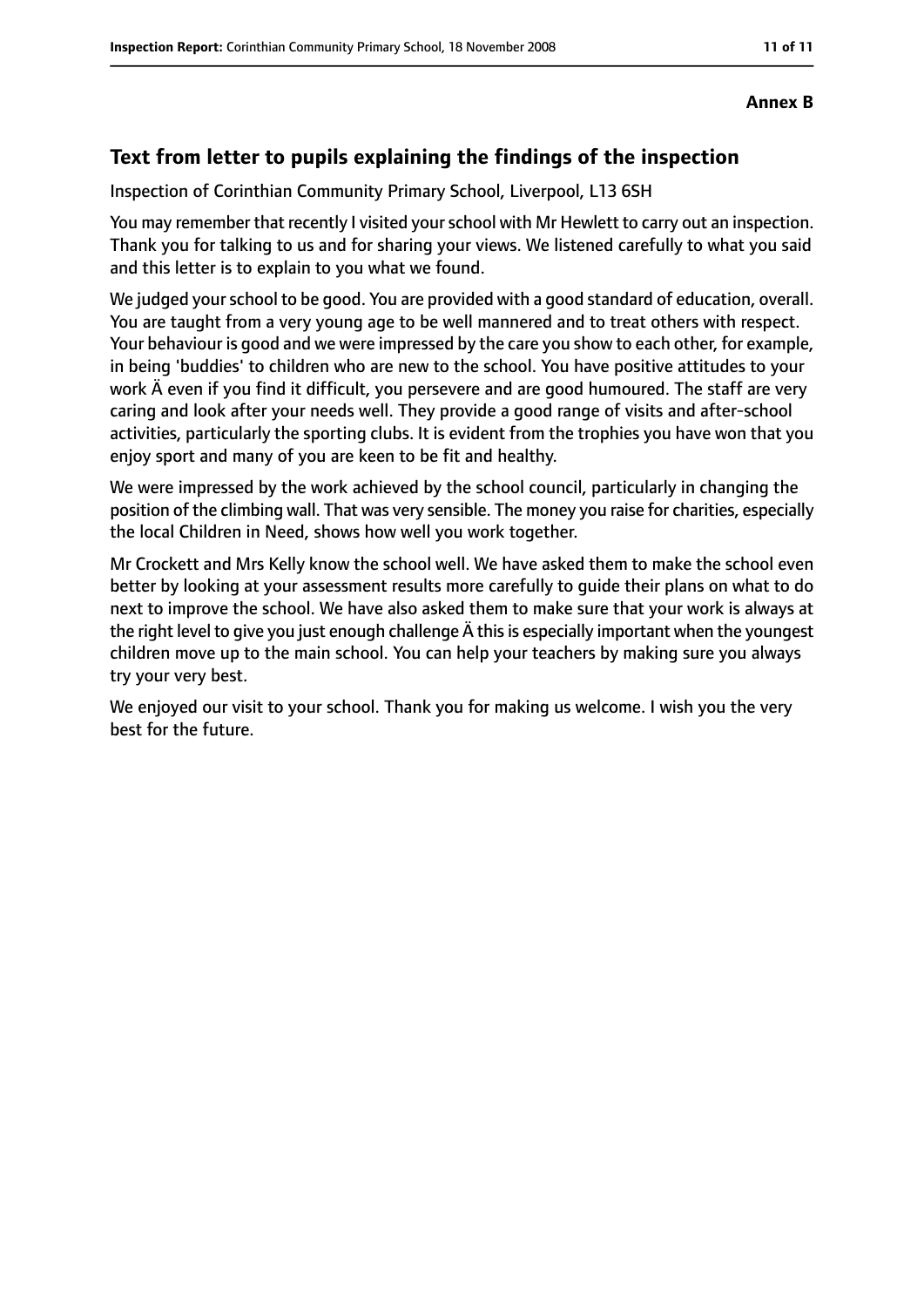**Annex B**

## Text from letter to pupils explaining the findings of the inspection

Inspection of Corinthian Community Primary School, Liverpool, L13 6SH

You may remember that recently I visited your school with Mr Hewlett to carry out an inspection. Thank you for talking to us and for sharing your views. We listened carefully to what you said and this letter is to explain to you what we found.

We judged your school to be good. You are provided with a good standard of education, overall. You are taught from a very young age to be well mannered and to treat others with respect. Your behaviour is good and we were impressed by the care you show to each other, for example, in being 'buddies' to children who are new to the school. You have positive attitudes to your work Ä even if you find it difficult, you persevere and are good humoured. The staff are very caring and look after your needs well. They provide a good range of visits and after-school activities, particularly the sporting clubs. It is evident from the trophies you have won that you enjoy sport and many of you are keen to be fit and healthy.

We were impressed by the work achieved by the school council, particularly in changing the position of the climbing wall. That was very sensible. The money you raise for charities, especially the local Children in Need, shows how well you work together.

Mr Crockett and Mrs Kelly know the school well. We have asked them to make the school even better by looking at your assessment results more carefully to guide their plans on what to do next to improve the school. We have also asked them to make sure that your work is always at the right level to give you just enough challenge Ä this is especially important when the youngest children move up to the main school. You can help your teachers by making sure you always try your very best.

We enjoyed our visit to your school. Thank you for making us welcome. I wish you the very best for the future.